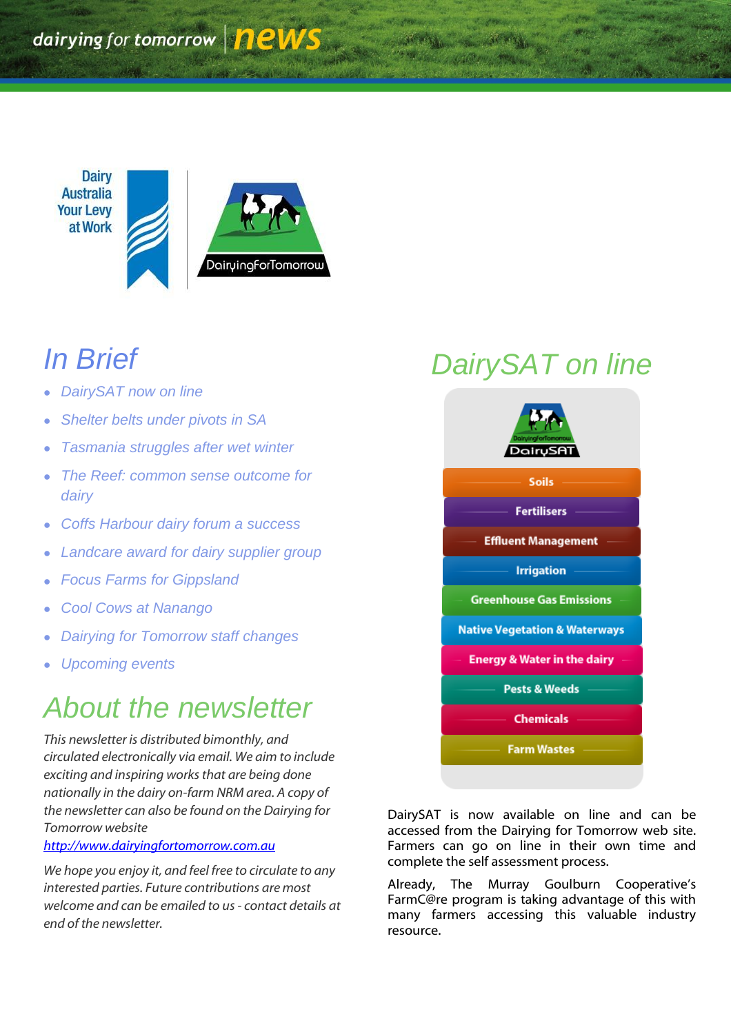dairying for tomorrow | news

Dairy Australia Your Levy at Work

DairyingForTomorrow

# In Brief

- DairySAT now on line
- Shelter belts under pivots in SA
- Tasmania struggles after wet winter
- The Reef: common sense outcome for dairy
- Coffs Harbour dairy forum a success
- Landcare award for dairy supplier group
- Focus Farms for Gippsland
- Cool Cows at Nanango
- Dairying for Tomorrow staff changes
- Upcoming events

# About the newsletter

*This newsletter is distributed bimonthly, and circulated electronically via email. We aim to include exciting and inspiring works that are being done nationally in the dairy on-farm NRM area. A copy of the newsletter can also be found on the Dairying for Tomorrow website* *http://www.dairyingfortomorrow.com.au*

*We hope you enjoy it, and feel free to circulate to any interested parties. Future contributions are most welcome and can be emailed to us - contact details at end of the newsletter.*

# DairySAT on line

DairyingForTomorrow DairySAT

- Soils
- Fertilisers
- Effluent Management
- Irrigation
- Greenhouse Gas Emissions
- Native Vegetation & Waterways
- Energy & Water in the dairy
- Pests & Weeds
- Chemicals
- Farm Wastes

DairySAT is now available on line and can be accessed from the Dairying for Tomorrow web site. Farmers can go on line in their own time and complete the self assessment process.

Already, The Murray Goulburn Cooperative's FarmC@re program is taking advantage of this with many farmers accessing this valuable industry resource.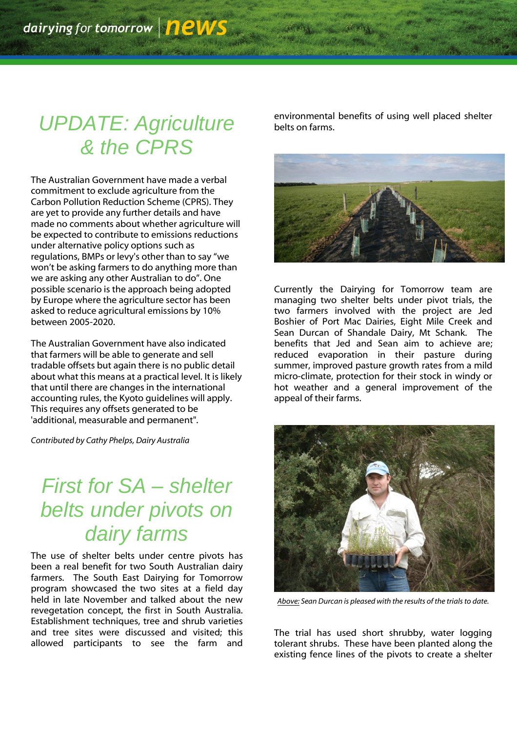# UPDATE: Agriculture & the CPRS

The Australian Government have made a verbal commitment to exclude agriculture from the Carbon Pollution Reduction Scheme (CPRS). They are yet to provide any further details and have made no comments about whether agriculture will be expected to contribute to emissions reductions under alternative policy options such as regulations, BMPs or levy's other than to say "we won't be asking farmers to do anything more than we are asking any other Australian to do". One possible scenario is the approach being adopted by Europe where the agriculture sector has been asked to reduce agricultural emissions by 10% between 2005-2020.

The Australian Government have also indicated that farmers will be able to generate and sell tradable offsets but again there is no public detail about what this means at a practical level. It is likely that until there are changes in the international accounting rules, the Kyoto guidelines will apply. This requires any offsets generated to be 'additional, measurable and permanent".

*Contributed by Cathy Phelps, Dairy Australia*

# First for SA – shelter belts under pivots on dairy farms

The use of shelter belts under centre pivots has been a real benefit for two South Australian dairy farmers. The South East Dairying for Tomorrow program showcased the two sites at a field day held in late November and talked about the new revegetation concept, the first in South Australia. Establishment techniques, tree and shrub varieties and tree sites were discussed and visited; this allowed participants to see the farm and environmental benefits of using well placed shelter belts on farms.

Currently the Dairying for Tomorrow team are managing two shelter belts under pivot trials, the two farmers involved with the project are Jed Boshier of Port Mac Dairies, Eight Mile Creek and Sean Durcan of Shandale Dairy, Mt Schank. The benefits that Jed and Sean aim to achieve are; reduced evaporation in their pasture during summer, improved pasture growth rates from a mild micro-climate, protection for their stock in windy or hot weather and a general improvement of the appeal of their farms.

*Above: Sean Durcan is pleased with the results of the trials to date.*

The trial has used short shrubby, water logging tolerant shrubs. These have been planted along the existing fence lines of the pivots to create a shelter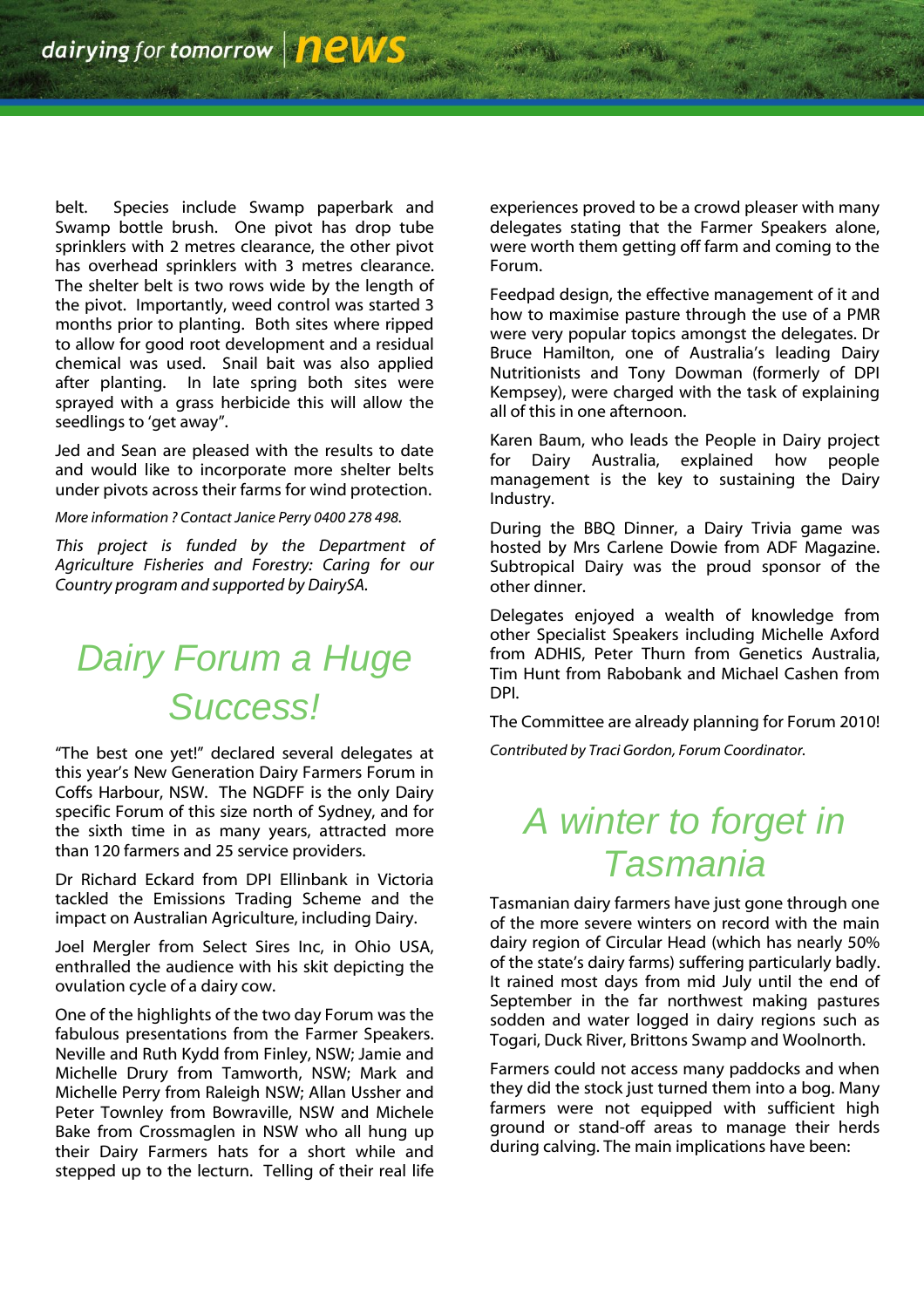belt. Species include Swamp paperbark and Swamp bottle brush. One pivot has drop tube sprinklers with 2 metres clearance, the other pivot has overhead sprinklers with 3 metres clearance. The shelter belt is two rows wide by the length of the pivot. Importantly, weed control was started 3 months prior to planting. Both sites where ripped to allow for good root development and a residual chemical was used. Snail bait was also applied after planting. In late spring both sites were sprayed with a grass herbicide this will allow the seedlings to 'get away".

Jed and Sean are pleased with the results to date and would like to incorporate more shelter belts under pivots across their farms for wind protection.

*More information ? Contact Janice Perry 0400 278 498.*

*This project is funded by the Department of Agriculture Fisheries and Forestry: Caring for our Country program and supported by DairySA.*

# Dairy Forum a Huge Success!

"The best one yet!" declared several delegates at this year's New Generation Dairy Farmers Forum in Coffs Harbour, NSW. The NGDFF is the only Dairy specific Forum of this size north of Sydney, and for the sixth time in as many years, attracted more than 120 farmers and 25 service providers.

Dr Richard Eckard from DPI Ellinbank in Victoria tackled the Emissions Trading Scheme and the impact on Australian Agriculture, including Dairy.

Joel Mergler from Select Sires Inc, in Ohio USA, enthralled the audience with his skit depicting the ovulation cycle of a dairy cow.

One of the highlights of the two day Forum was the fabulous presentations from the Farmer Speakers. Neville and Ruth Kydd from Finley, NSW; Jamie and Michelle Drury from Tamworth, NSW; Mark and Michelle Perry from Raleigh NSW; Allan Ussher and Peter Townley from Bowraville, NSW and Michele Bake from Crossmaglen in NSW who all hung up their Dairy Farmers hats for a short while and stepped up to the lecturn. Telling of their real life experiences proved to be a crowd pleaser with many delegates stating that the Farmer Speakers alone, were worth them getting off farm and coming to the Forum.

Feedpad design, the effective management of it and how to maximise pasture through the use of a PMR were very popular topics amongst the delegates. Dr Bruce Hamilton, one of Australia's leading Dairy Nutritionists and Tony Dowman (formerly of DPI Kempsey), were charged with the task of explaining all of this in one afternoon.

Karen Baum, who leads the People in Dairy project for Dairy Australia, explained how people management is the key to sustaining the Dairy Industry.

During the BBQ Dinner, a Dairy Trivia game was hosted by Mrs Carlene Dowie from ADF Magazine. Subtropical Dairy was the proud sponsor of the other dinner.

Delegates enjoyed a wealth of knowledge from other Specialist Speakers including Michelle Axford from ADHIS, Peter Thurn from Genetics Australia, Tim Hunt from Rabobank and Michael Cashen from DPI.

The Committee are already planning for Forum 2010!

*Contributed by Traci Gordon, Forum Coordinator.*

# A winter to forget in Tasmania

Tasmanian dairy farmers have just gone through one of the more severe winters on record with the main dairy region of Circular Head (which has nearly 50% of the state's dairy farms) suffering particularly badly. It rained most days from mid July until the end of September in the far northwest making pastures sodden and water logged in dairy regions such as Togari, Duck River, Brittons Swamp and Woolnorth.

Farmers could not access many paddocks and when they did the stock just turned them into a bog. Many farmers were not equipped with sufficient high ground or stand-off areas to manage their herds during calving. The main implications have been: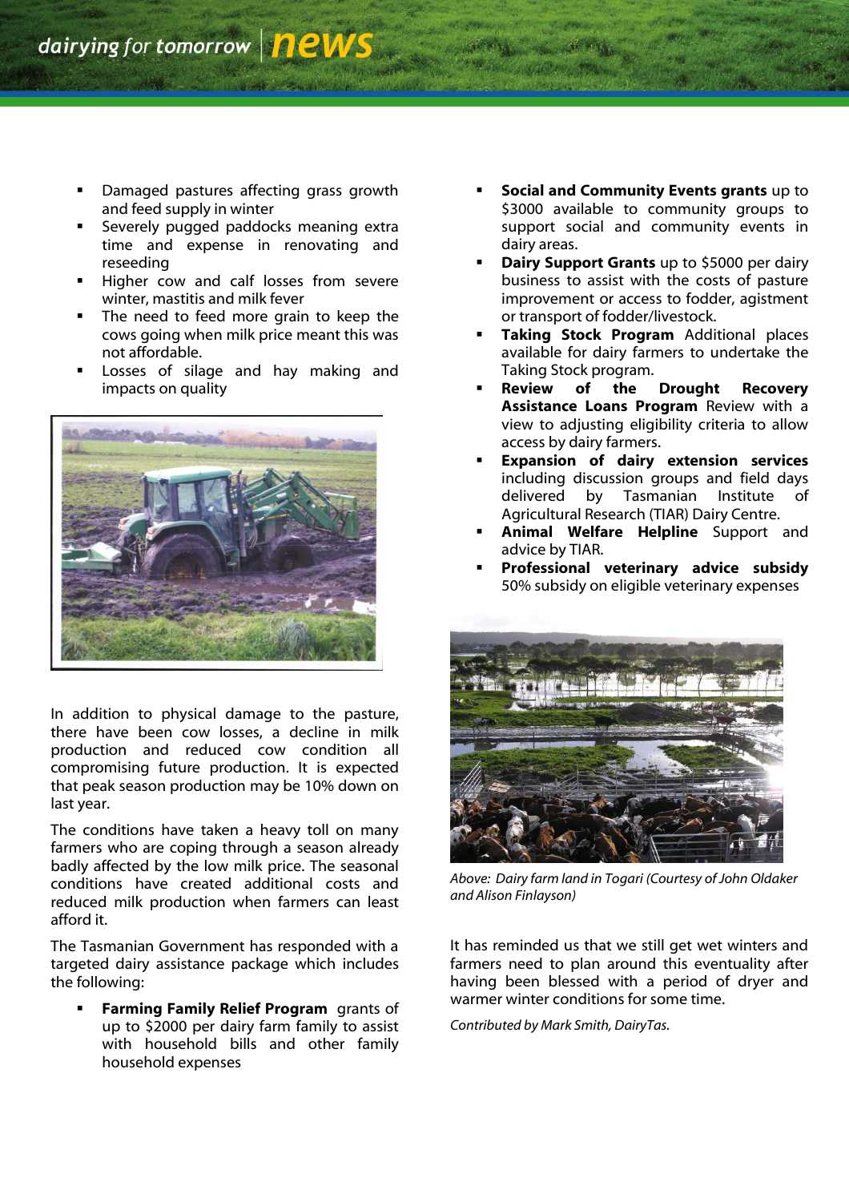- Damaged pastures affecting grass growth and feed supply in winter
- Severely pugged paddocks meaning extra time and expense in renovating and reseeding
- Higher cow and calf losses from severe winter, mastitis and milk fever
- The need to feed more grain to keep the cows going when milk price meant this was not affordable.
- Losses of silage and hay making and impacts on quality

In addition to physical damage to the pasture, there have been cow losses, a decline in milk production and reduced cow condition all compromising future production. It is expected that peak season production may be 10% down on last year.

The conditions have taken a heavy toll on many farmers who are coping through a season already badly affected by the low milk price. The seasonal conditions have created additional costs and reduced milk production when farmers can least afford it.

The Tasmanian Government has responded with a targeted dairy assistance package which includes the following:

- **Farming Family Relief Program** grants of up to $2000 per dairy farm family to assist with household bills and other family household expenses
- **Social and Community Events grants** up to $3000 available to community groups to support social and community events in dairy areas.
- **Dairy Support Grants** up to $5000 per dairy business to assist with the costs of pasture improvement or access to fodder, agistment or transport of fodder/livestock.
- **Taking Stock Program** Additional places available for dairy farmers to undertake the Taking Stock program.
- **Review of the Drought Recovery Assistance Loans Program** Review with a view to adjusting eligibility criteria to allow access by dairy farmers.
- **Expansion of dairy extension services** including discussion groups and field days delivered by Tasmanian Institute of Agricultural Research (TIAR) Dairy Centre.
- **Animal Welfare Helpline** Support and advice by TIAR.
- **Professional veterinary advice subsidy** 50% subsidy on eligible veterinary expenses

*Above: Dairy farm land in Togari (Courtesy of John Oldaker and Alison Finlayson)*

It has reminded us that we still get wet winters and farmers need to plan around this eventuality after having been blessed with a period of dryer and warmer winter conditions for some time.

*Contributed by Mark Smith, DairyTas.*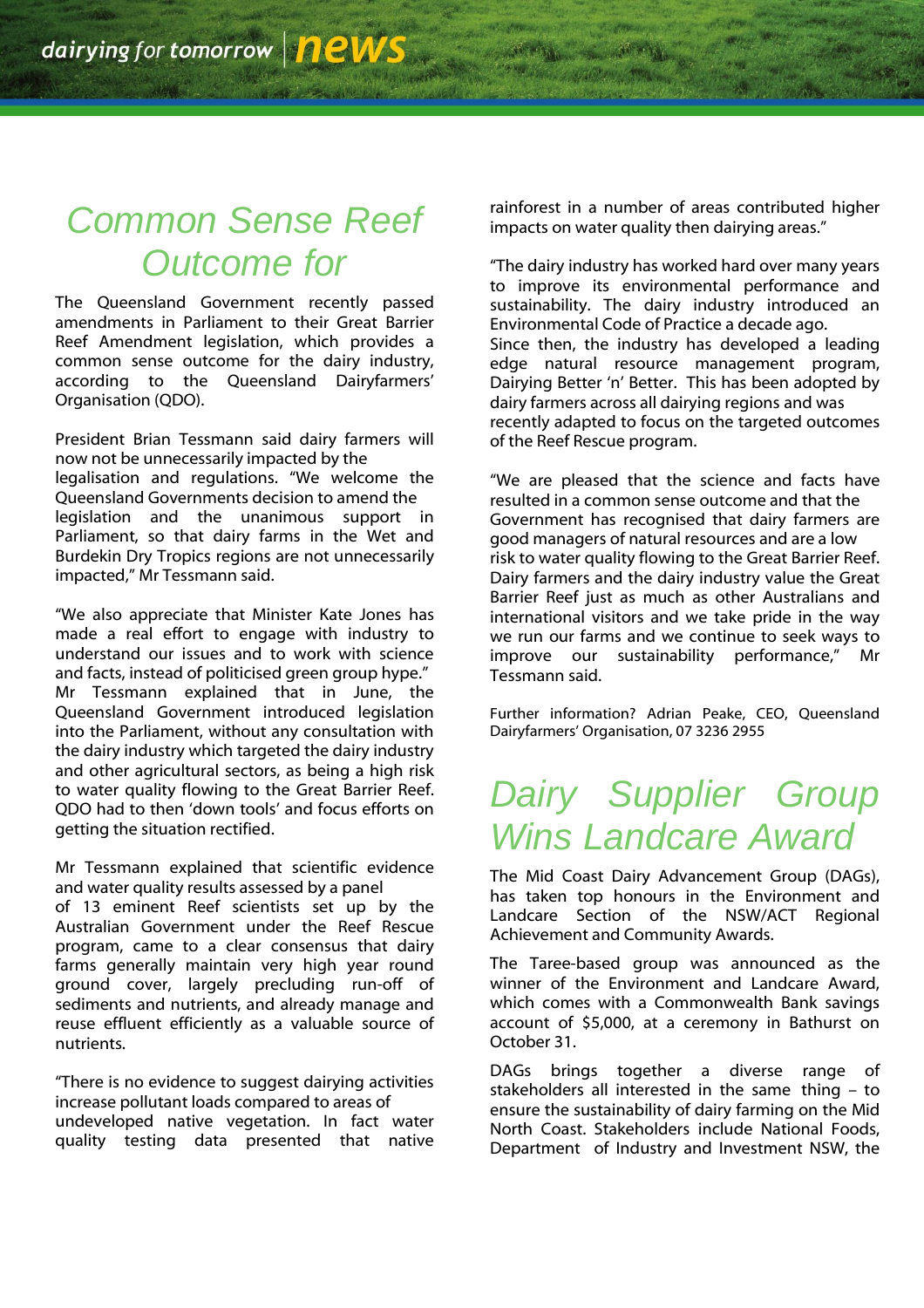# Common Sense Reef Outcome for

The Queensland Government recently passed amendments in Parliament to their Great Barrier Reef Amendment legislation, which provides a common sense outcome for the dairy industry, according to the Queensland Dairyfarmers' Organisation (QDO).

President Brian Tessmann said dairy farmers will now not be unnecessarily impacted by the legalisation and regulations. "We welcome the Queensland Governments decision to amend the legislation and the unanimous support in Parliament, so that dairy farms in the Wet and Burdekin Dry Tropics regions are not unnecessarily impacted," Mr Tessmann said.

"We also appreciate that Minister Kate Jones has made a real effort to engage with industry to understand our issues and to work with science and facts, instead of politicised green group hype." Mr Tessmann explained that in June, the Queensland Government introduced legislation into the Parliament, without any consultation with the dairy industry which targeted the dairy industry and other agricultural sectors, as being a high risk to water quality flowing to the Great Barrier Reef. QDO had to then 'down tools' and focus efforts on getting the situation rectified.

Mr Tessmann explained that scientific evidence and water quality results assessed by a panel of 13 eminent Reef scientists set up by the Australian Government under the Reef Rescue program, came to a clear consensus that dairy farms generally maintain very high year round ground cover, largely precluding run-off of sediments and nutrients, and already manage and reuse effluent efficiently as a valuable source of nutrients.

"There is no evidence to suggest dairying activities increase pollutant loads compared to areas of undeveloped native vegetation. In fact water quality testing data presented that native rainforest in a number of areas contributed higher impacts on water quality then dairying areas."

"The dairy industry has worked hard over many years to improve its environmental performance and sustainability. The dairy industry introduced an Environmental Code of Practice a decade ago. Since then, the industry has developed a leading edge natural resource management program, Dairying Better 'n' Better. This has been adopted by dairy farmers across all dairying regions and was recently adapted to focus on the targeted outcomes of the Reef Rescue program.

"We are pleased that the science and facts have resulted in a common sense outcome and that the Government has recognised that dairy farmers are good managers of natural resources and are a low risk to water quality flowing to the Great Barrier Reef. Dairy farmers and the dairy industry value the Great Barrier Reef just as much as other Australians and international visitors and we take pride in the way we run our farms and we continue to seek ways to improve our sustainability performance," Mr Tessmann said.

Further information? Adrian Peake, CEO, Queensland Dairyfarmers' Organisation, 07 3236 2955

# Dairy Supplier Group Wins Landcare Award

The Mid Coast Dairy Advancement Group (DAGs), has taken top honours in the Environment and Landcare Section of the NSW/ACT Regional Achievement and Community Awards.

The Taree-based group was announced as the winner of the Environment and Landcare Award, which comes with a Commonwealth Bank savings account of $5,000, at a ceremony in Bathurst on October 31.

DAGs brings together a diverse range of stakeholders all interested in the same thing – to ensure the sustainability of dairy farming on the Mid North Coast. Stakeholders include National Foods, Department of Industry and Investment NSW, the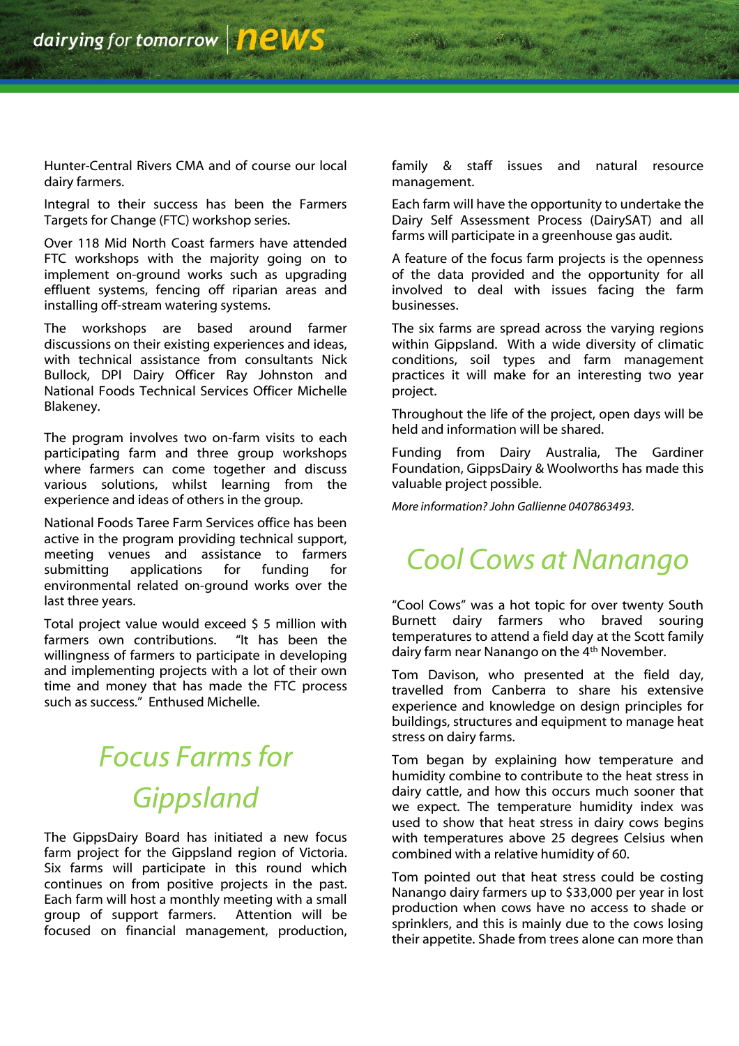Hunter-Central Rivers CMA and of course our local dairy farmers.

Integral to their success has been the Farmers Targets for Change (FTC) workshop series.

Over 118 Mid North Coast farmers have attended FTC workshops with the majority going on to implement on-ground works such as upgrading effluent systems, fencing off riparian areas and installing off-stream watering systems.

The workshops are based around farmer discussions on their existing experiences and ideas, with technical assistance from consultants Nick Bullock, DPI Dairy Officer Ray Johnston and National Foods Technical Services Officer Michelle Blakeney.

The program involves two on-farm visits to each participating farm and three group workshops where farmers can come together and discuss various solutions, whilst learning from the experience and ideas of others in the group.

National Foods Taree Farm Services office has been active in the program providing technical support, meeting venues and assistance to farmers submitting applications for funding for environmental related on-ground works over the last three years.

Total project value would exceed $ 5 million with farmers own contributions. "It has been the willingness of farmers to participate in developing and implementing projects with a lot of their own time and money that has made the FTC process such as success." Enthused Michelle.

## Focus Farms for Gippsland

The GippsDairy Board has initiated a new focus farm project for the Gippsland region of Victoria. Six farms will participate in this round which continues on from positive projects in the past. Each farm will host a monthly meeting with a small group of support farmers. Attention will be focused on financial management, production, family & staff issues and natural resource management.

Each farm will have the opportunity to undertake the Dairy Self Assessment Process (DairySAT) and all farms will participate in a greenhouse gas audit.

A feature of the focus farm projects is the openness of the data provided and the opportunity for all involved to deal with issues facing the farm businesses.

The six farms are spread across the varying regions within Gippsland. With a wide diversity of climatic conditions, soil types and farm management practices it will make for an interesting two year project.

Throughout the life of the project, open days will be held and information will be shared.

Funding from Dairy Australia, The Gardiner Foundation, GippsDairy & Woolworths has made this valuable project possible.

*More information? John Gallienne 0407863493.*

## Cool Cows at Nanango

"Cool Cows" was a hot topic for over twenty South Burnett dairy farmers who braved souring temperatures to attend a field day at the Scott family dairy farm near Nanango on the 4th November.

Tom Davison, who presented at the field day, travelled from Canberra to share his extensive experience and knowledge on design principles for buildings, structures and equipment to manage heat stress on dairy farms.

Tom began by explaining how temperature and humidity combine to contribute to the heat stress in dairy cattle, and how this occurs much sooner that we expect. The temperature humidity index was used to show that heat stress in dairy cows begins with temperatures above 25 degrees Celsius when combined with a relative humidity of 60.

Tom pointed out that heat stress could be costing Nanango dairy farmers up to $33,000 per year in lost production when cows have no access to shade or sprinklers, and this is mainly due to the cows losing their appetite. Shade from trees alone can more than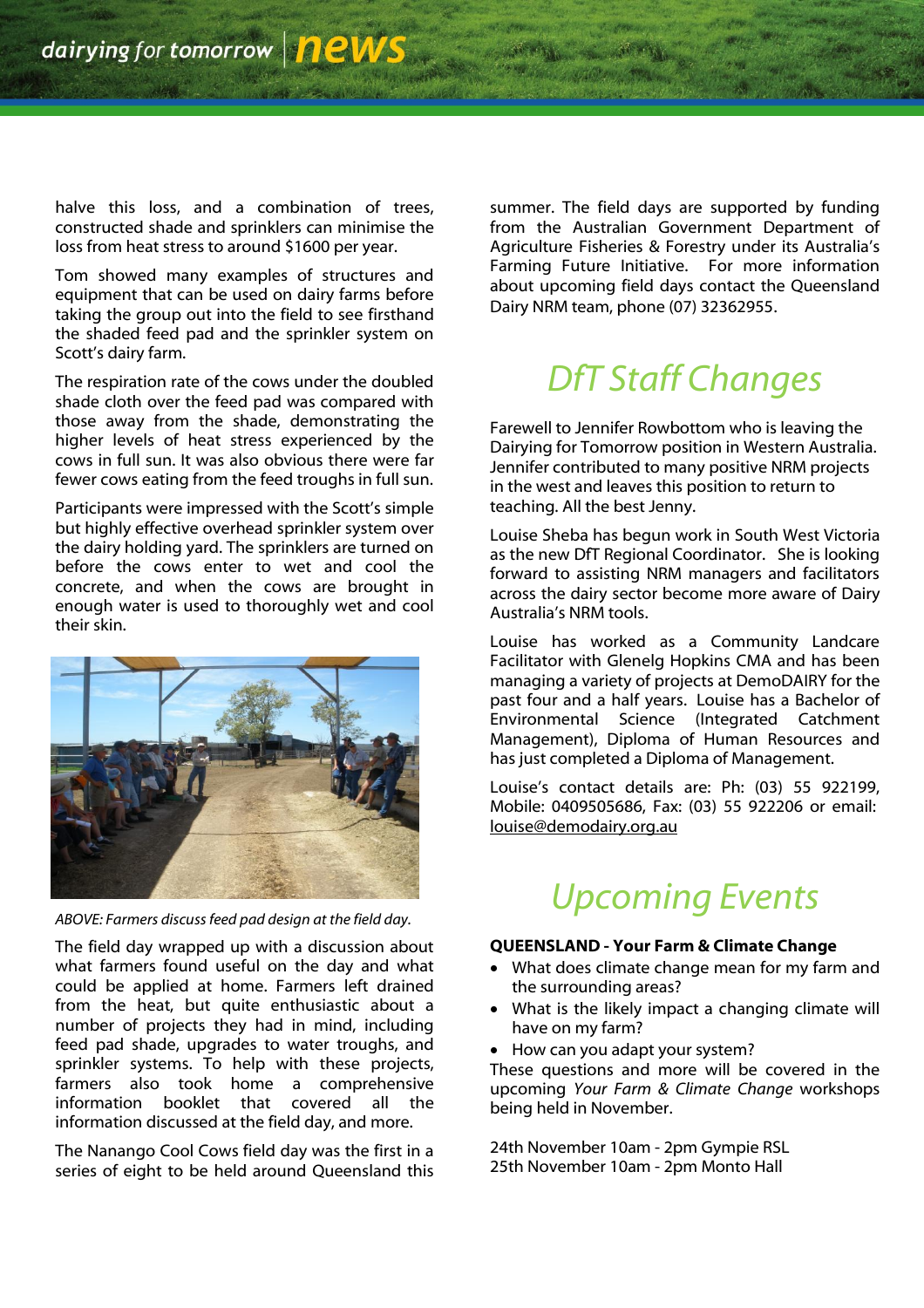halve this loss, and a combination of trees, constructed shade and sprinklers can minimise the loss from heat stress to around $1600 per year.

Tom showed many examples of structures and equipment that can be used on dairy farms before taking the group out into the field to see firsthand the shaded feed pad and the sprinkler system on Scott's dairy farm.

The respiration rate of the cows under the doubled shade cloth over the feed pad was compared with those away from the shade, demonstrating the higher levels of heat stress experienced by the cows in full sun. It was also obvious there were far fewer cows eating from the feed troughs in full sun.

Participants were impressed with the Scott's simple but highly effective overhead sprinkler system over the dairy holding yard. The sprinklers are turned on before the cows enter to wet and cool the concrete, and when the cows are brought in enough water is used to thoroughly wet and cool their skin.

*ABOVE: Farmers discuss feed pad design at the field day.*

The field day wrapped up with a discussion about what farmers found useful on the day and what could be applied at home. Farmers left drained from the heat, but quite enthusiastic about a number of projects they had in mind, including feed pad shade, upgrades to water troughs, and sprinkler systems. To help with these projects, farmers also took home a comprehensive information booklet that covered all the information discussed at the field day, and more.

The Nanango Cool Cows field day was the first in a series of eight to be held around Queensland this summer. The field days are supported by funding from the Australian Government Department of Agriculture Fisheries & Forestry under its Australia's Farming Future Initiative. For more information about upcoming field days contact the Queensland Dairy NRM team, phone (07) 32362955.

# DfT Staff Changes

Farewell to Jennifer Rowbottom who is leaving the Dairying for Tomorrow position in Western Australia. Jennifer contributed to many positive NRM projects in the west and leaves this position to return to teaching. All the best Jenny.

Louise Sheba has begun work in South West Victoria as the new DfT Regional Coordinator. She is looking forward to assisting NRM managers and facilitators across the dairy sector become more aware of Dairy Australia's NRM tools.

Louise has worked as a Community Landcare Facilitator with Glenelg Hopkins CMA and has been managing a variety of projects at DemoDAIRY for the past four and a half years. Louise has a Bachelor of Environmental Science (Integrated Catchment Management), Diploma of Human Resources and has just completed a Diploma of Management.

Louise's contact details are: Ph: (03) 55 922199, Mobile: 0409505686, Fax: (03) 55 922206 or email: louise@demodairy.org.au

# Upcoming Events

**QUEENSLAND - Your Farm & Climate Change**

- What does climate change mean for my farm and the surrounding areas?
- What is the likely impact a changing climate will have on my farm?
- How can you adapt your system?

These questions and more will be covered in the upcoming *Your Farm & Climate Change* workshops being held in November.

24th November 10am - 2pm Gympie RSL
25th November 10am - 2pm Monto Hall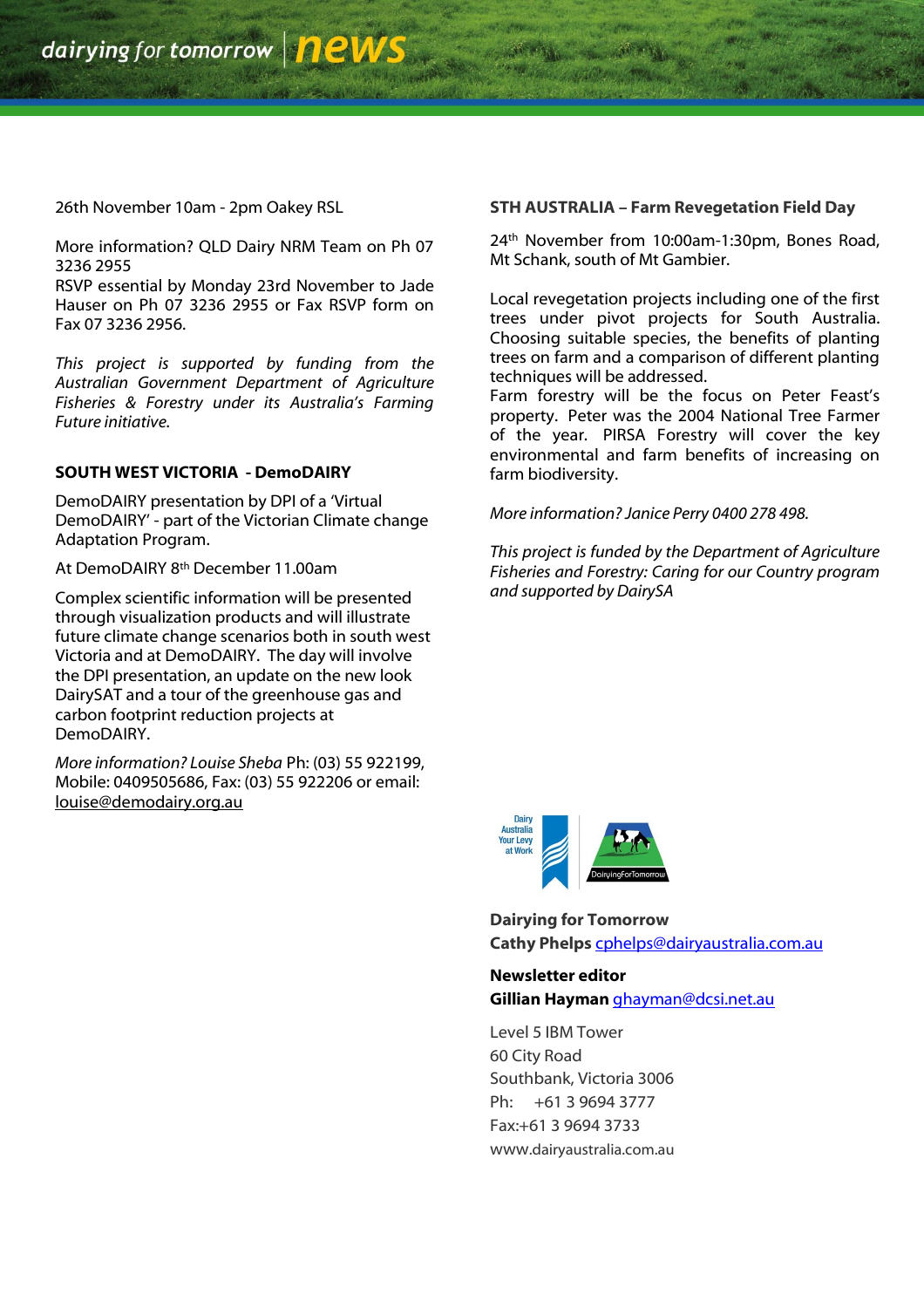26th November 10am - 2pm Oakey RSL

More information? QLD Dairy NRM Team on Ph 07 3236 2955
RSVP essential by Monday 23rd November to Jade Hauser on Ph 07 3236 2955 or Fax RSVP form on Fax 07 3236 2956.

*This project is supported by funding from the Australian Government Department of Agriculture Fisheries & Forestry under its Australia's Farming Future initiative.*

**SOUTH WEST VICTORIA - DemoDAIRY**

DemoDAIRY presentation by DPI of a 'Virtual DemoDAIRY' - part of the Victorian Climate change Adaptation Program.

At DemoDAIRY 8th December 11.00am

Complex scientific information will be presented through visualization products and will illustrate future climate change scenarios both in south west Victoria and at DemoDAIRY. The day will involve the DPI presentation, an update on the new look DairySAT and a tour of the greenhouse gas and carbon footprint reduction projects at DemoDAIRY.

*More information? Louise Sheba* Ph: (03) 55 922199, Mobile: 0409505686, Fax: (03) 55 922206 or email: louise@demodairy.org.au

**STH AUSTRALIA – Farm Revegetation Field Day**

24th November from 10:00am-1:30pm, Bones Road, Mt Schank, south of Mt Gambier.

Local revegetation projects including one of the first trees under pivot projects for South Australia. Choosing suitable species, the benefits of planting trees on farm and a comparison of different planting techniques will be addressed.
Farm forestry will be the focus on Peter Feast's property. Peter was the 2004 National Tree Farmer of the year. PIRSA Forestry will cover the key environmental and farm benefits of increasing on farm biodiversity.

*More information? Janice Perry 0400 278 498.*

*This project is funded by the Department of Agriculture Fisheries and Forestry: Caring for our Country program and supported by DairySA*

Dairy Australia Your Levy at Work

DairyingForTomorrow

**Dairying for Tomorrow**
**Cathy Phelps** cphelps@dairyaustralia.com.au

**Newsletter editor**
**Gillian Hayman** ghayman@dcsi.net.au

Level 5 IBM Tower
60 City Road
Southbank, Victoria 3006
Ph: +61 3 9694 3777
Fax:+61 3 9694 3733
www.dairyaustralia.com.au